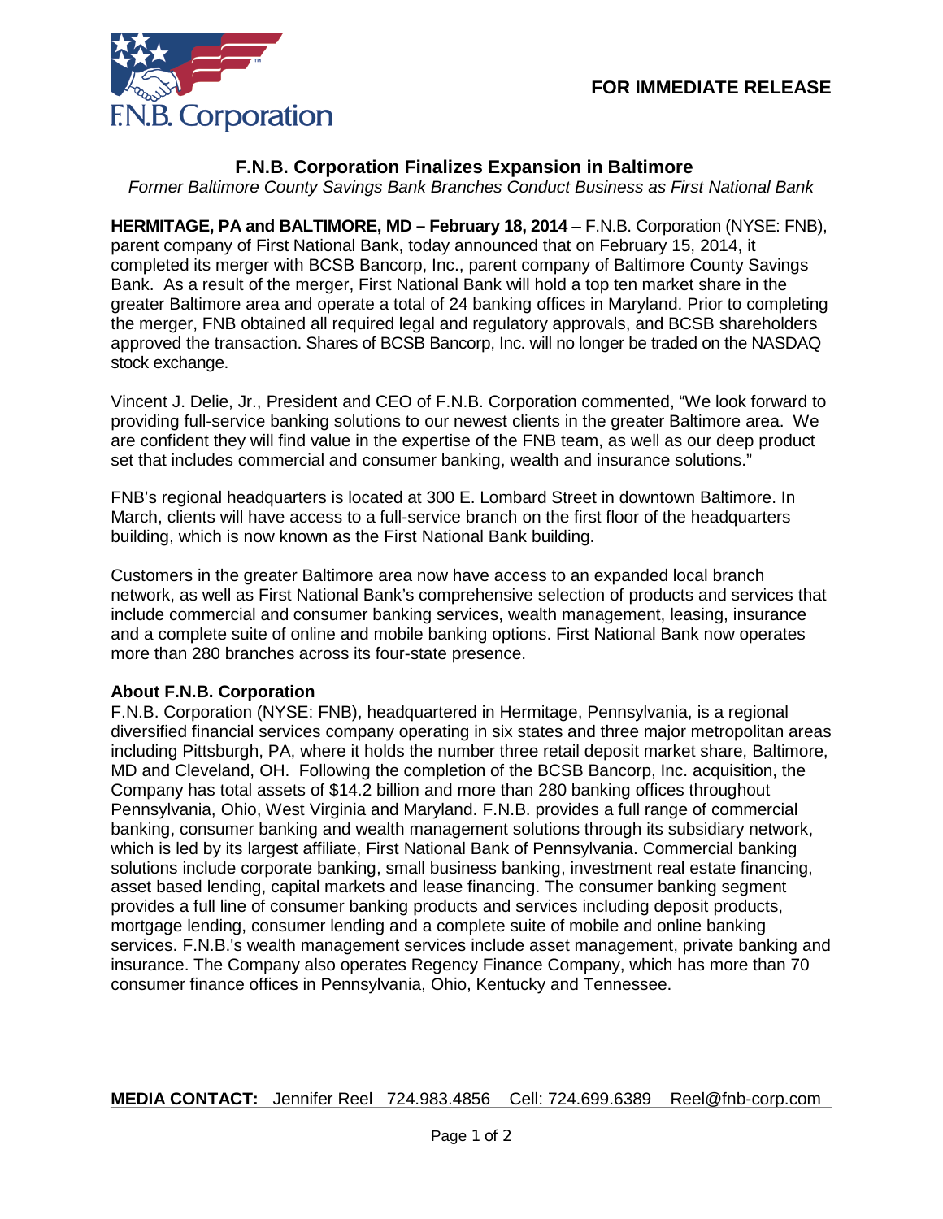F.N.B. Corporation

**FOR IMMEDIATE RELEASE**

# F.N.B. Corporation Finalizes Expansion in Baltimore

*Former Baltimore County Savings Bank Branches Conduct Business as First National Bank*

**HERMITAGE, PA and BALTIMORE, MD – February 18, 2014** – F.N.B. Corporation (NYSE: FNB), parent company of First National Bank, today announced that on February 15, 2014, it completed its merger with BCSB Bancorp, Inc., parent company of Baltimore County Savings Bank. As a result of the merger, First National Bank will hold a top ten market share in the greater Baltimore area and operate a total of 24 banking offices in Maryland. Prior to completing the merger, FNB obtained all required legal and regulatory approvals, and BCSB shareholders approved the transaction. Shares of BCSB Bancorp, Inc. will no longer be traded on the NASDAQ stock exchange.

Vincent J. Delie, Jr., President and CEO of F.N.B. Corporation commented, “We look forward to providing full-service banking solutions to our newest clients in the greater Baltimore area. We are confident they will find value in the expertise of the FNB team, as well as our deep product set that includes commercial and consumer banking, wealth and insurance solutions.”

FNB’s regional headquarters is located at 300 E. Lombard Street in downtown Baltimore. In March, clients will have access to a full-service branch on the first floor of the headquarters building, which is now known as the First National Bank building.

Customers in the greater Baltimore area now have access to an expanded local branch network, as well as First National Bank’s comprehensive selection of products and services that include commercial and consumer banking services, wealth management, leasing, insurance and a complete suite of online and mobile banking options. First National Bank now operates more than 280 branches across its four-state presence.

**About F.N.B. Corporation**

F.N.B. Corporation (NYSE: FNB), headquartered in Hermitage, Pennsylvania, is a regional diversified financial services company operating in six states and three major metropolitan areas including Pittsburgh, PA, where it holds the number three retail deposit market share, Baltimore, MD and Cleveland, OH. Following the completion of the BCSB Bancorp, Inc. acquisition, the Company has total assets of $14.2 billion and more than 280 banking offices throughout Pennsylvania, Ohio, West Virginia and Maryland. F.N.B. provides a full range of commercial banking, consumer banking and wealth management solutions through its subsidiary network, which is led by its largest affiliate, First National Bank of Pennsylvania. Commercial banking solutions include corporate banking, small business banking, investment real estate financing, asset based lending, capital markets and lease financing. The consumer banking segment provides a full line of consumer banking products and services including deposit products, mortgage lending, consumer lending and a complete suite of mobile and online banking services. F.N.B.'s wealth management services include asset management, private banking and insurance. The Company also operates Regency Finance Company, which has more than 70 consumer finance offices in Pennsylvania, Ohio, Kentucky and Tennessee.

**MEDIA CONTACT:** Jennifer Reel 724.983.4856 Cell: 724.699.6389 Reel@fnb-corp.com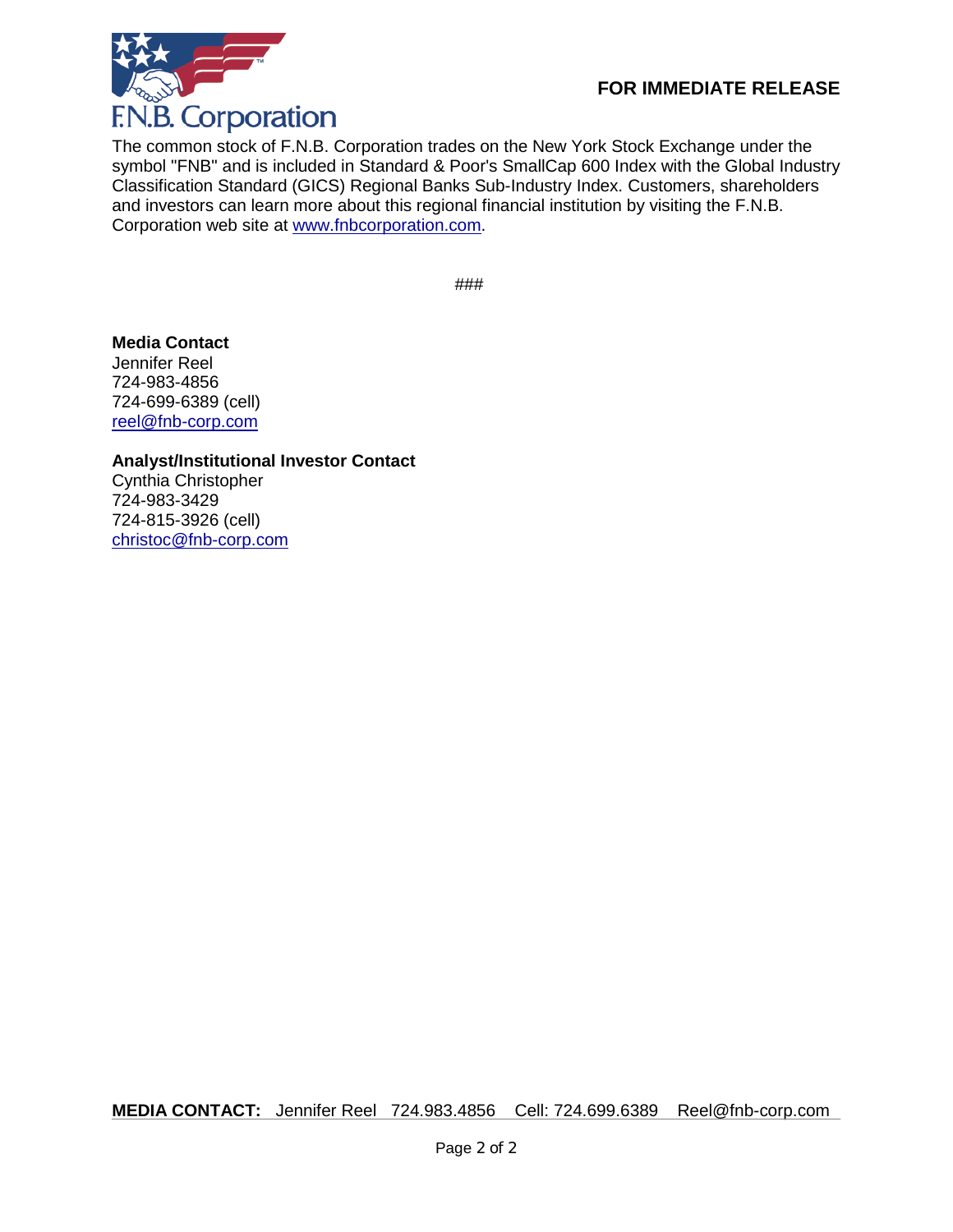F.N.B. Corporation

**FOR IMMEDIATE RELEASE**

The common stock of F.N.B. Corporation trades on the New York Stock Exchange under the symbol "FNB" and is included in Standard & Poor's SmallCap 600 Index with the Global Industry Classification Standard (GICS) Regional Banks Sub-Industry Index. Customers, shareholders and investors can learn more about this regional financial institution by visiting the F.N.B. Corporation web site at www.fnbcorporation.com.

###

**Media Contact**
Jennifer Reel
724-983-4856
724-699-6389 (cell)
reel@fnb-corp.com

**Analyst/Institutional Investor Contact**
Cynthia Christopher
724-983-3429
724-815-3926 (cell)
christoc@fnb-corp.com

**MEDIA CONTACT:** Jennifer Reel 724.983.4856 Cell: 724.699.6389 Reel@fnb-corp.com